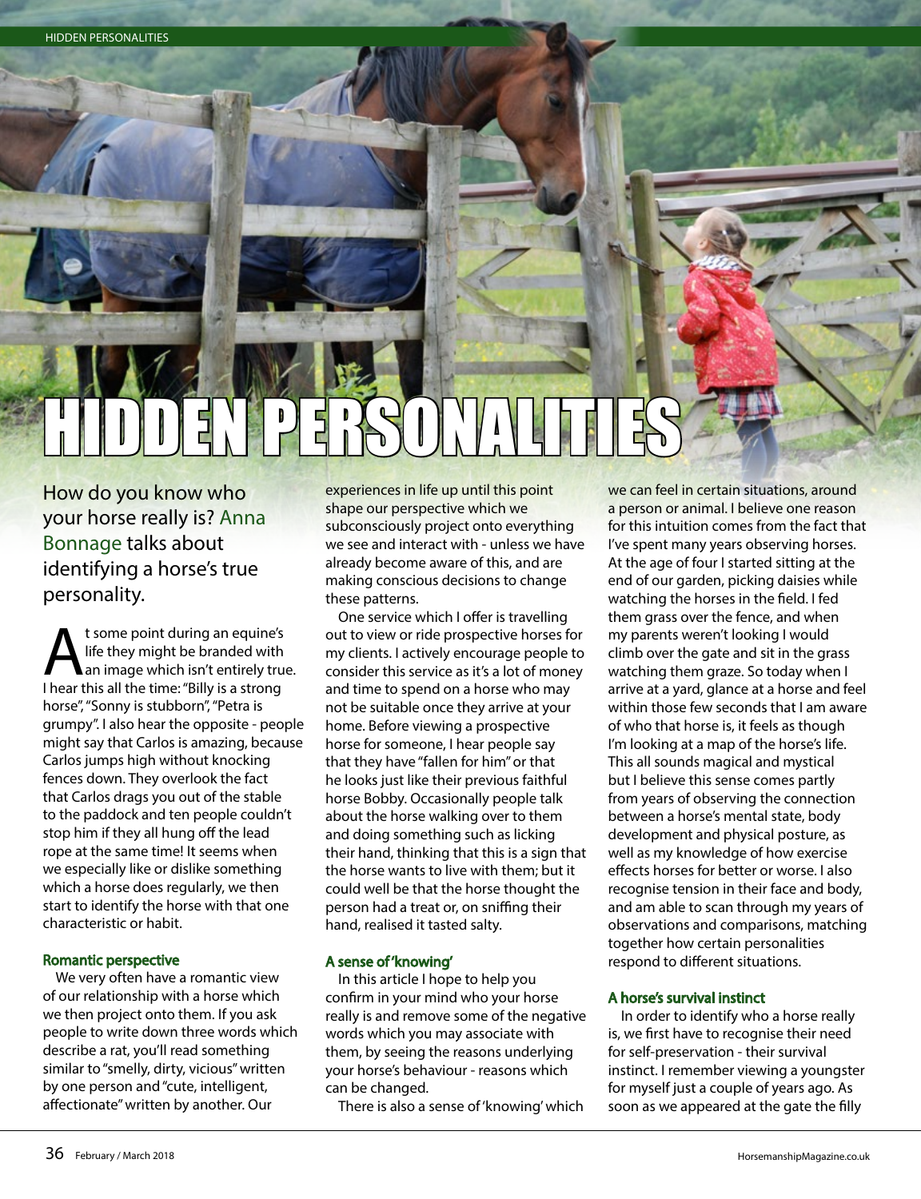# HIDDEN PERSONALITIES

How do you know who your horse really is? Anna Bonnage talks about identifying a horse's true personality.

At some point during an equine's life they might be branded with an image which isn't entirely true. I hear this all the time: "Billy is a strong horse", "Sonny is stubborn", "Petra is grumpy". I also hear the opposite - people might say that Carlos is amazing, because Carlos jumps high without knocking fences down. They overlook the fact that Carlos drags you out of the stable to the paddock and ten people couldn't stop him if they all hung off the lead rope at the same time! It seems when we especially like or dislike something which a horse does regularly, we then start to identify the horse with that one characteristic or habit.

### Romantic perspective

We very often have a romantic view of our relationship with a horse which we then project onto them. If you ask people to write down three words which describe a rat, you'll read something similar to "smelly, dirty, vicious" written by one person and "cute, intelligent, affectionate" written by another. Our experiences in life up until this point shape our perspective which we subconsciously project onto everything we see and interact with - unless we have already become aware of this, and are making conscious decisions to change these patterns.

One service which I offer is travelling out to view or ride prospective horses for my clients. I actively encourage people to consider this service as it's a lot of money and time to spend on a horse who may not be suitable once they arrive at your home. Before viewing a prospective horse for someone, I hear people say that they have "fallen for him" or that he looks just like their previous faithful horse Bobby. Occasionally people talk about the horse walking over to them and doing something such as licking their hand, thinking that this is a sign that the horse wants to live with them; but it could well be that the horse thought the person had a treat or, on sniffing their hand, realised it tasted salty.

### A sense of 'knowing'

In this article I hope to help you confirm in your mind who your horse really is and remove some of the negative words which you may associate with them, by seeing the reasons underlying your horse's behaviour - reasons which can be changed.

There is also a sense of 'knowing' which we can feel in certain situations, around a person or animal. I believe one reason for this intuition comes from the fact that I've spent many years observing horses. At the age of four I started sitting at the end of our garden, picking daisies while watching the horses in the field. I fed them grass over the fence, and when my parents weren't looking I would climb over the gate and sit in the grass watching them graze. So today when I arrive at a yard, glance at a horse and feel within those few seconds that I am aware of who that horse is, it feels as though I'm looking at a map of the horse's life. This all sounds magical and mystical but I believe this sense comes partly from years of observing the connection between a horse's mental state, body development and physical posture, as well as my knowledge of how exercise effects horses for better or worse. I also recognise tension in their face and body, and am able to scan through my years of observations and comparisons, matching together how certain personalities respond to different situations.

### A horse's survival instinct

In order to identify who a horse really is, we first have to recognise their need for self-preservation - their survival instinct. I remember viewing a youngster for myself just a couple of years ago. As soon as we appeared at the gate the filly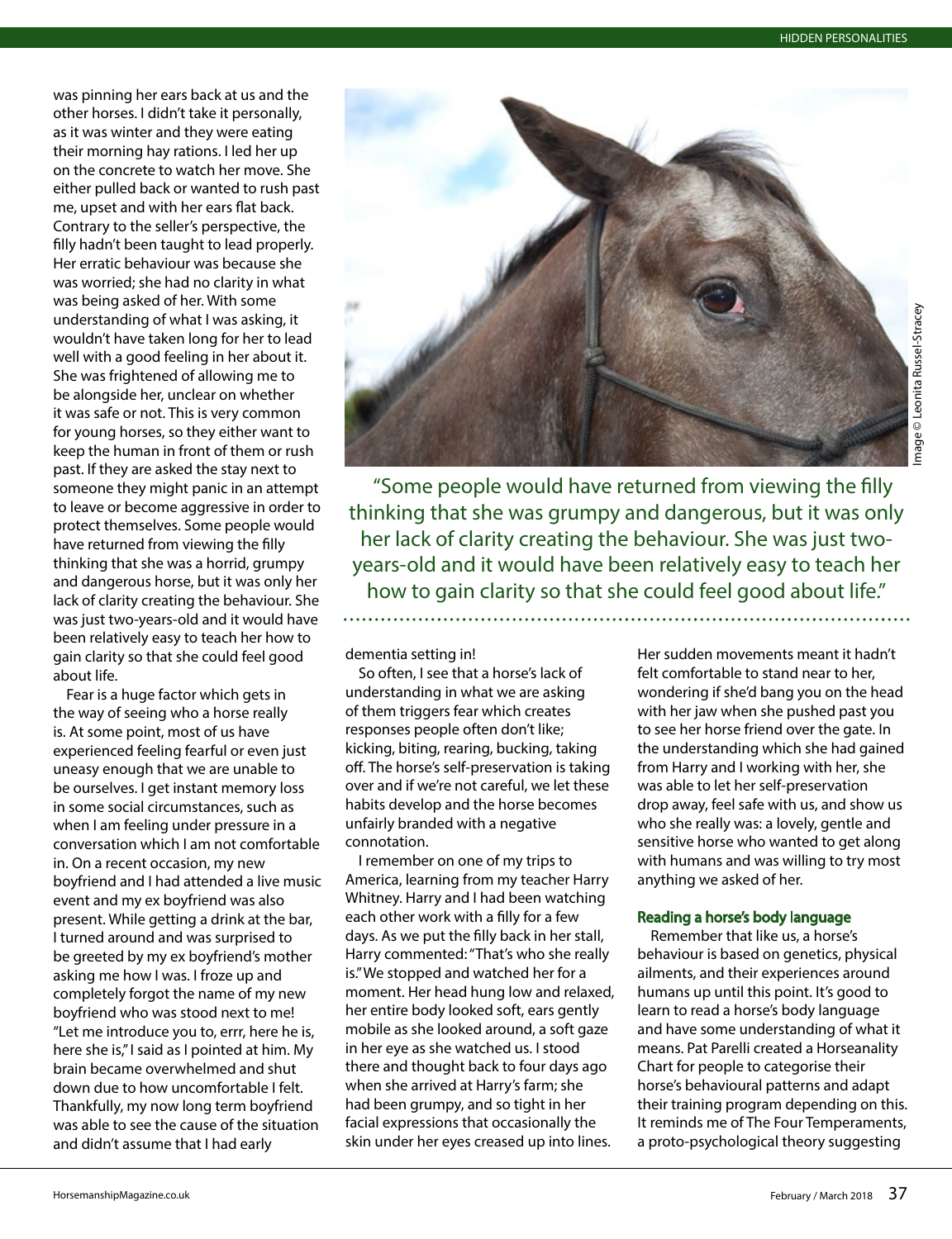was pinning her ears back at us and the other horses. I didn't take it personally, as it was winter and they were eating their morning hay rations. I led her up on the concrete to watch her move. She either pulled back or wanted to rush past me, upset and with her ears flat back. Contrary to the seller's perspective, the filly hadn't been taught to lead properly. Her erratic behaviour was because she was worried; she had no clarity in what was being asked of her. With some understanding of what I was asking, it wouldn't have taken long for her to lead well with a good feeling in her about it. She was frightened of allowing me to be alongside her, unclear on whether it was safe or not. This is very common for young horses, so they either want to keep the human in front of them or rush past. If they are asked the stay next to someone they might panic in an attempt to leave or become aggressive in order to protect themselves. Some people would have returned from viewing the filly thinking that she was a horrid, grumpy and dangerous horse, but it was only her lack of clarity creating the behaviour. She was just two-years-old and it would have been relatively easy to teach her how to gain clarity so that she could feel good about life.

Fear is a huge factor which gets in the way of seeing who a horse really is. At some point, most of us have experienced feeling fearful or even just uneasy enough that we are unable to be ourselves. I get instant memory loss in some social circumstances, such as when I am feeling under pressure in a conversation which I am not comfortable in. On a recent occasion, my new boyfriend and I had attended a live music event and my ex boyfriend was also present. While getting a drink at the bar, I turned around and was surprised to be greeted by my ex boyfriend's mother asking me how I was. I froze up and completely forgot the name of my new boyfriend who was stood next to me! "Let me introduce you to, errr, here he is, here she is," I said as I pointed at him. My brain became overwhelmed and shut down due to how uncomfortable I felt. Thankfully, my now long term boyfriend was able to see the cause of the situation and didn't assume that I had early dementia setting in!

Image © Leonita Russel-Stracey

> "Some people would have returned from viewing the filly thinking that she was grumpy and dangerous, but it was only her lack of clarity creating the behaviour. She was just two-years-old and it would have been relatively easy to teach her how to gain clarity so that she could feel good about life."

So often, I see that a horse's lack of understanding in what we are asking of them triggers fear which creates responses people often don't like; kicking, biting, rearing, bucking, taking off. The horse's self-preservation is taking over and if we're not careful, we let these habits develop and the horse becomes unfairly branded with a negative connotation.

I remember on one of my trips to America, learning from my teacher Harry Whitney. Harry and I had been watching each other work with a filly for a few days. As we put the filly back in her stall, Harry commented: "That's who she really is." We stopped and watched her for a moment. Her head hung low and relaxed, her entire body looked soft, ears gently mobile as she looked around, a soft gaze in her eye as she watched us. I stood there and thought back to four days ago when she arrived at Harry's farm; she had been grumpy, and so tight in her facial expressions that occasionally the skin under her eyes creased up into lines. Her sudden movements meant it hadn't felt comfortable to stand near to her, wondering if she'd bang you on the head with her jaw when she pushed past you to see her horse friend over the gate. In the understanding which she had gained from Harry and I working with her, she was able to let her self-preservation drop away, feel safe with us, and show us who she really was: a lovely, gentle and sensitive horse who wanted to get along with humans and was willing to try most anything we asked of her.

### Reading a horse's body language

Remember that like us, a horse's behaviour is based on genetics, physical ailments, and their experiences around humans up until this point. It's good to learn to read a horse's body language and have some understanding of what it means. Pat Parelli created a Horseanality Chart for people to categorise their horse's behavioural patterns and adapt their training program depending on this. It reminds me of The Four Temperaments, a proto-psychological theory suggesting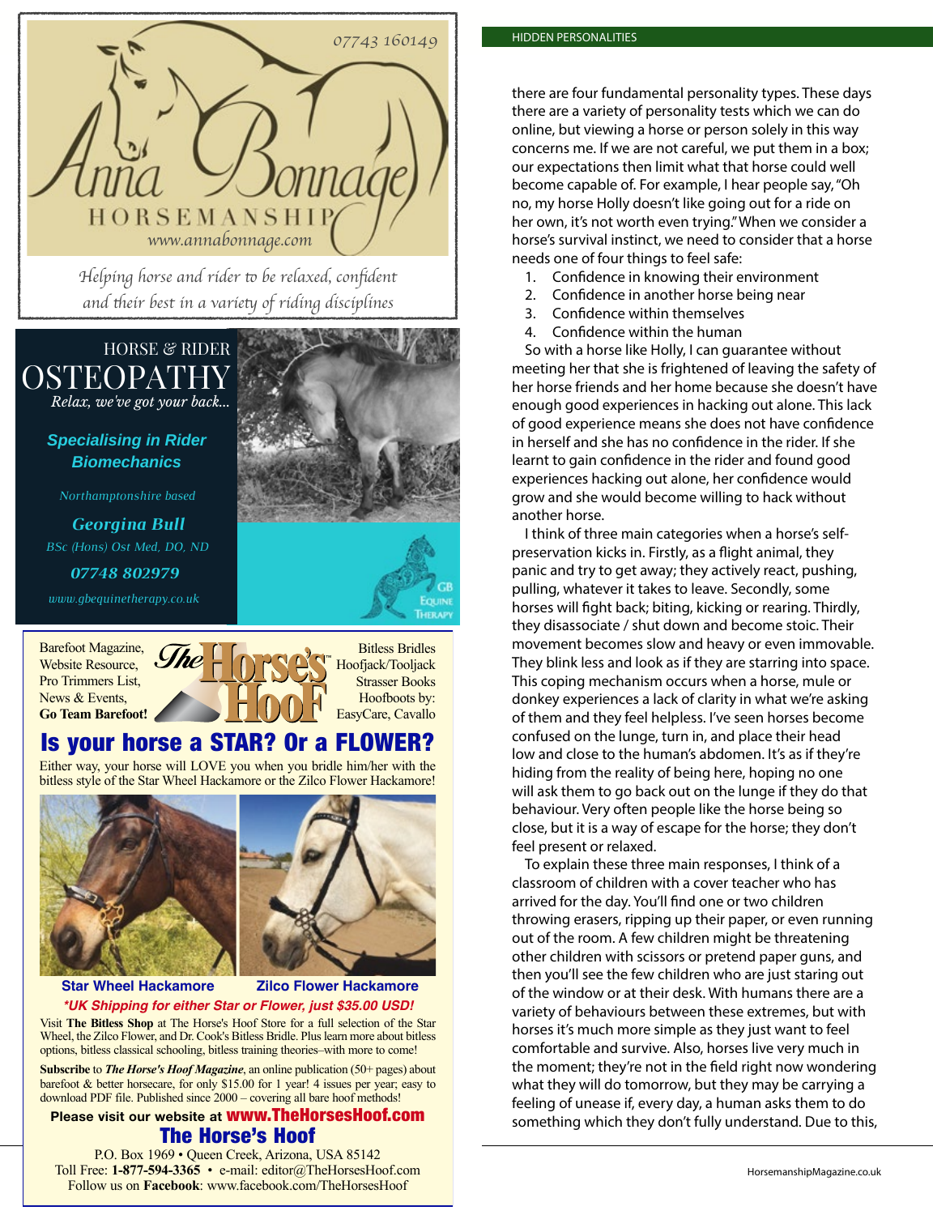07743 160149

Anna Bonnage HORSEMANSHIP

www.annabonnage.com

*Helping horse and rider to be relaxed, confident and their best in a variety of riding disciplines*

HORSE & RIDER

# OSTEOPATHY

*Relax, we've got your back...*

**Specialising in Rider Biomechanics**

*Northamptonshire based*

**Georgina Bull**

*BSc (Hons) Ost Med, DO, ND*

**07748 802979**

*www.gbequinetherapy.co.uk*

GB Equine Therapy

Barefoot Magazine, Website Resource, Pro Trimmers List, News & Events, **Go Team Barefoot!**

The Horse's Hoof

Bitless Bridles Hoofjack/Tooljack Strasser Books Hoofboots by: EasyCare, Cavallo

## Is your horse a STAR? Or a FLOWER?

Either way, your horse will LOVE you when you bridle him/her with the bitless style of the Star Wheel Hackamore or the Zilco Flower Hackamore!

**Star Wheel Hackamore** **Zilco Flower Hackamore**

***UK Shipping for either Star or Flower, just $35.00 USD!***

Visit **The Bitless Shop** at The Horse's Hoof Store for a full selection of the Star Wheel, the Zilco Flower, and Dr. Cook's Bitless Bridle. Plus learn more about bitless options, bitless classical schooling, bitless training theories–with more to come!

**Subscribe** to ***The Horse's Hoof Magazine***, an online publication (50+ pages) about barefoot & better horsecare, for only $15.00 for 1 year! 4 issues per year; easy to download PDF file. Published since 2000 – covering all bare hoof methods!

**Please visit our website at www.TheHorsesHoof.com**

**The Horse's Hoof**

P.O. Box 1969 • Queen Creek, Arizona, USA 85142
Toll Free: **1-877-594-3365** • e-mail: editor@TheHorsesHoof.com
Follow us on **Facebook**: www.facebook.com/TheHorsesHoof

there are four fundamental personality types. These days there are a variety of personality tests which we can do online, but viewing a horse or person solely in this way concerns me. If we are not careful, we put them in a box; our expectations then limit what that horse could well become capable of. For example, I hear people say, "Oh no, my horse Holly doesn't like going out for a ride on her own, it's not worth even trying." When we consider a horse's survival instinct, we need to consider that a horse needs one of four things to feel safe:

1. Confidence in knowing their environment
2. Confidence in another horse being near
3. Confidence within themselves
4. Confidence within the human

So with a horse like Holly, I can guarantee without meeting her that she is frightened of leaving the safety of her horse friends and her home because she doesn't have enough good experiences in hacking out alone. This lack of good experience means she does not have confidence in herself and she has no confidence in the rider. If she learnt to gain confidence in the rider and found good experiences hacking out alone, her confidence would grow and she would become willing to hack without another horse.

I think of three main categories when a horse's self-preservation kicks in. Firstly, as a flight animal, they panic and try to get away; they actively react, pushing, pulling, whatever it takes to leave. Secondly, some horses will fight back; biting, kicking or rearing. Thirdly, they disassociate / shut down and become stoic. Their movement becomes slow and heavy or even immovable. They blink less and look as if they are starring into space. This coping mechanism occurs when a horse, mule or donkey experiences a lack of clarity in what we're asking of them and they feel helpless. I've seen horses become confused on the lunge, turn in, and place their head low and close to the human's abdomen. It's as if they're hiding from the reality of being here, hoping no one will ask them to go back out on the lunge if they do that behaviour. Very often people like the horse being so close, but it is a way of escape for the horse; they don't feel present or relaxed.

To explain these three main responses, I think of a classroom of children with a cover teacher who has arrived for the day. You'll find one or two children throwing erasers, ripping up their paper, or even running out of the room. A few children might be threatening other children with scissors or pretend paper guns, and then you'll see the few children who are just staring out of the window or at their desk. With humans there are a variety of behaviours between these extremes, but with horses it's much more simple as they just want to feel comfortable and survive. Also, horses live very much in the moment; they're not in the field right now wondering what they will do tomorrow, but they may be carrying a feeling of unease if, every day, a human asks them to do something which they don't fully understand. Due to this,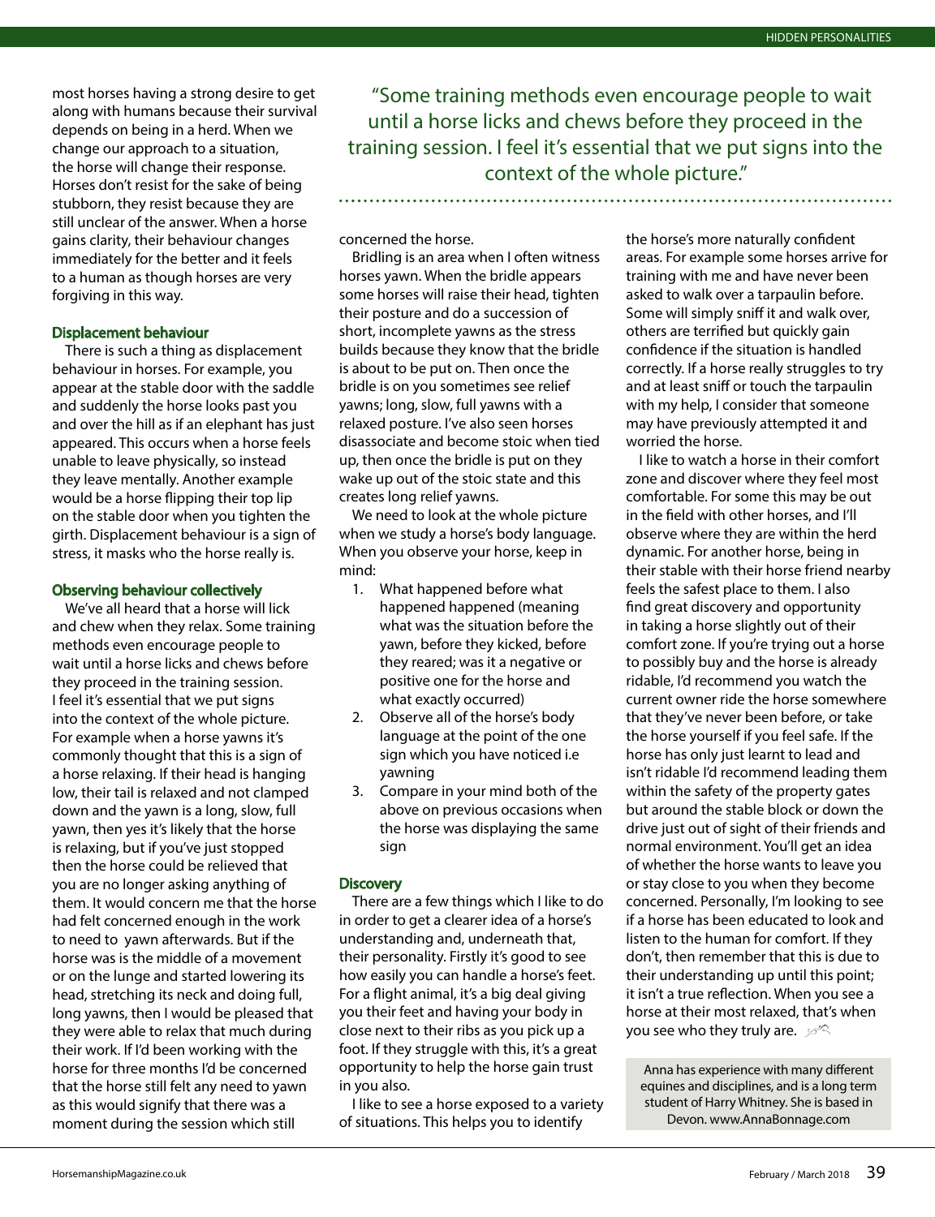most horses having a strong desire to get along with humans because their survival depends on being in a herd. When we change our approach to a situation, the horse will change their response. Horses don't resist for the sake of being stubborn, they resist because they are still unclear of the answer. When a horse gains clarity, their behaviour changes immediately for the better and it feels to a human as though horses are very forgiving in this way.

### Displacement behaviour

There is such a thing as displacement behaviour in horses. For example, you appear at the stable door with the saddle and suddenly the horse looks past you and over the hill as if an elephant has just appeared. This occurs when a horse feels unable to leave physically, so instead they leave mentally. Another example would be a horse flipping their top lip on the stable door when you tighten the girth. Displacement behaviour is a sign of stress, it masks who the horse really is.

### Observing behaviour collectively

We've all heard that a horse will lick and chew when they relax. Some training methods even encourage people to wait until a horse licks and chews before they proceed in the training session. I feel it's essential that we put signs into the context of the whole picture. For example when a horse yawns it's commonly thought that this is a sign of a horse relaxing. If their head is hanging low, their tail is relaxed and not clamped down and the yawn is a long, slow, full yawn, then yes it's likely that the horse is relaxing, but if you've just stopped then the horse could be relieved that you are no longer asking anything of them. It would concern me that the horse had felt concerned enough in the work to need to yawn afterwards. But if the horse was is the middle of a movement or on the lunge and started lowering its head, stretching its neck and doing full, long yawns, then I would be pleased that they were able to relax that much during their work. If I'd been working with the horse for three months I'd be concerned that the horse still felt any need to yawn as this would signify that there was a moment during the session which still concerned the horse.

> "Some training methods even encourage people to wait until a horse licks and chews before they proceed in the training session. I feel it's essential that we put signs into the context of the whole picture."

Bridling is an area when I often witness horses yawn. When the bridle appears some horses will raise their head, tighten their posture and do a succession of short, incomplete yawns as the stress builds because they know that the bridle is about to be put on. Then once the bridle is on you sometimes see relief yawns; long, slow, full yawns with a relaxed posture. I've also seen horses disassociate and become stoic when tied up, then once the bridle is put on they wake up out of the stoic state and this creates long relief yawns.

We need to look at the whole picture when we study a horse's body language. When you observe your horse, keep in mind:

1. What happened before what happened happened (meaning what was the situation before the yawn, before they kicked, before they reared; was it a negative or positive one for the horse and what exactly occurred)
2. Observe all of the horse's body language at the point of the one sign which you have noticed i.e yawning
3. Compare in your mind both of the above on previous occasions when the horse was displaying the same sign

### Discovery

There are a few things which I like to do in order to get a clearer idea of a horse's understanding and, underneath that, their personality. Firstly it's good to see how easily you can handle a horse's feet. For a flight animal, it's a big deal giving you their feet and having your body in close next to their ribs as you pick up a foot. If they struggle with this, it's a great opportunity to help the horse gain trust in you also.

I like to see a horse exposed to a variety of situations. This helps you to identify the horse's more naturally confident areas. For example some horses arrive for training with me and have never been asked to walk over a tarpaulin before. Some will simply sniff it and walk over, others are terrified but quickly gain confidence if the situation is handled correctly. If a horse really struggles to try and at least sniff or touch the tarpaulin with my help, I consider that someone may have previously attempted it and worried the horse.

I like to watch a horse in their comfort zone and discover where they feel most comfortable. For some this may be out in the field with other horses, and I'll observe where they are within the herd dynamic. For another horse, being in their stable with their horse friend nearby feels the safest place to them. I also find great discovery and opportunity in taking a horse slightly out of their comfort zone. If you're trying out a horse to possibly buy and the horse is already ridable, I'd recommend you watch the current owner ride the horse somewhere that they've never been before, or take the horse yourself if you feel safe. If the horse has only just learnt to lead and isn't ridable I'd recommend leading them within the safety of the property gates but around the stable block or down the drive just out of sight of their friends and normal environment. You'll get an idea of whether the horse wants to leave you or stay close to you when they become concerned. Personally, I'm looking to see if a horse has been educated to look and listen to the human for comfort. If they don't, then remember that this is due to their understanding up until this point; it isn't a true reflection. When you see a horse at their most relaxed, that's when you see who they truly are.

Anna has experience with many different equines and disciplines, and is a long term student of Harry Whitney. She is based in Devon. www.AnnaBonnage.com